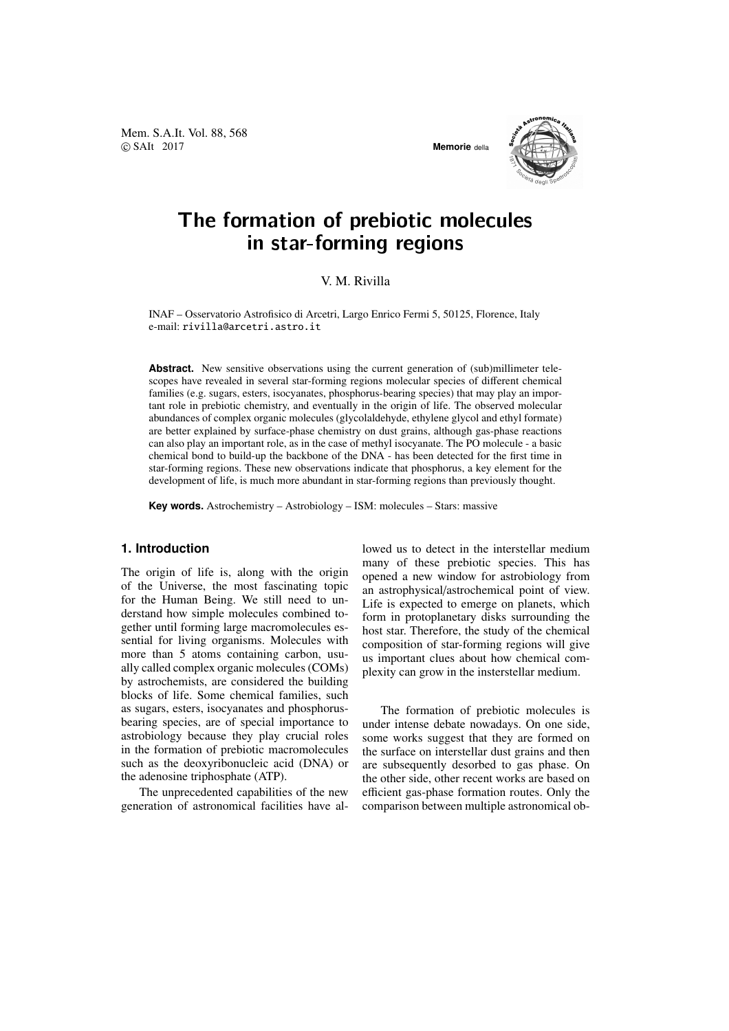# The formation of prebiotic molecules in star-forming regions

V. M. Rivilla

INAF – Osservatorio Astrofisico di Arcetri, Largo Enrico Fermi 5, 50125, Florence, Italy
e-mail: rivilla@arcetri.astro.it

**Abstract.** New sensitive observations using the current generation of (sub)millimeter telescopes have revealed in several star-forming regions molecular species of different chemical families (e.g. sugars, esters, isocyanates, phosphorus-bearing species) that may play an important role in prebiotic chemistry, and eventually in the origin of life. The observed molecular abundances of complex organic molecules (glycolaldehyde, ethylene glycol and ethyl formate) are better explained by surface-phase chemistry on dust grains, although gas-phase reactions can also play an important role, as in the case of methyl isocyanate. The PO molecule - a basic chemical bond to build-up the backbone of the DNA - has been detected for the first time in star-forming regions. These new observations indicate that phosphorus, a key element for the development of life, is much more abundant in star-forming regions than previously thought.

**Key words.** Astrochemistry – Astrobiology – ISM: molecules – Stars: massive

## 1. Introduction

The origin of life is, along with the origin of the Universe, the most fascinating topic for the Human Being. We still need to understand how simple molecules combined together until forming large macromolecules essential for living organisms. Molecules with more than 5 atoms containing carbon, usually called complex organic molecules (COMs) by astrochemists, are considered the building blocks of life. Some chemical families, such as sugars, esters, isocyanates and phosphorus-bearing species, are of special importance to astrobiology because they play crucial roles in the formation of prebiotic macromolecules such as the deoxyribonucleic acid (DNA) or the adenosine triphosphate (ATP).

The unprecedented capabilities of the new generation of astronomical facilities have allowed us to detect in the interstellar medium many of these prebiotic species. This has opened a new window for astrobiology from an astrophysical/astrochemical point of view. Life is expected to emerge on planets, which form in protoplanetary disks surrounding the host star. Therefore, the study of the chemical composition of star-forming regions will give us important clues about how chemical complexity can grow in the insterstellar medium.

The formation of prebiotic molecules is under intense debate nowadays. On one side, some works suggest that they are formed on the surface on interstellar dust grains and then are subsequently desorbed to gas phase. On the other side, other recent works are based on efficient gas-phase formation routes. Only the comparison between multiple astronomical ob-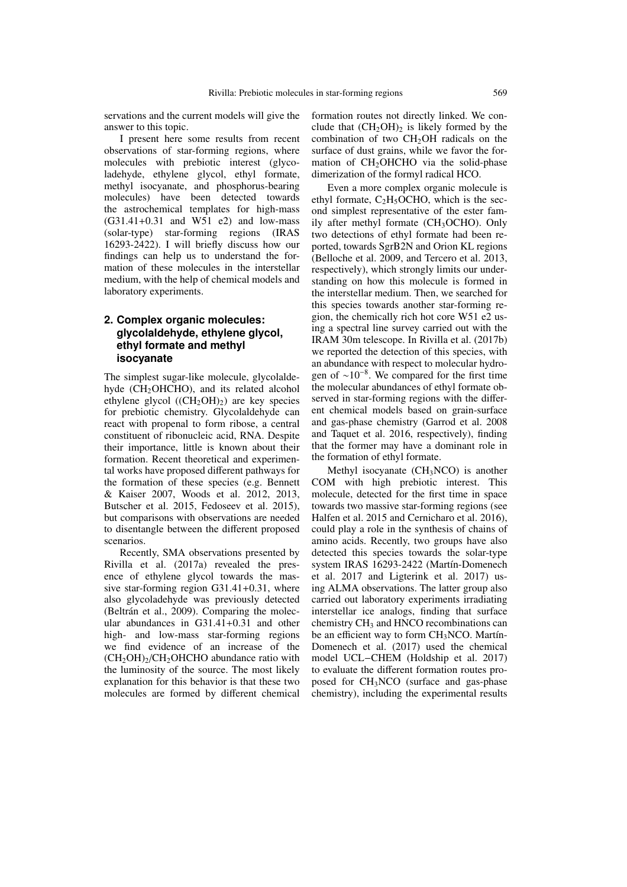servations and the current models will give the answer to this topic.

I present here some results from recent observations of star-forming regions, where molecules with prebiotic interest (glycoladehyde, ethylene glycol, ethyl formate, methyl isocyanate, and phosphorus-bearing molecules) have been detected towards the astrochemical templates for high-mass (G31.41+0.31 and W51 e2) and low-mass (solar-type) star-forming regions (IRAS 16293-2422). I will briefly discuss how our findings can help us to understand the formation of these molecules in the interstellar medium, with the help of chemical models and laboratory experiments.

## 2. Complex organic molecules: glycolaldehyde, ethylene glycol, ethyl formate and methyl isocyanate

The simplest sugar-like molecule, glycolaldehyde ($CH_2OHCHO$), and its related alcohol ethylene glycol ($(CH_2OH)_2$) are key species for prebiotic chemistry. Glycolaldehyde can react with propenal to form ribose, a central constituent of ribonucleic acid, RNA. Despite their importance, little is known about their formation. Recent theoretical and experimental works have proposed different pathways for the formation of these species (e.g. Bennett & Kaiser 2007, Woods et al. 2012, 2013, Butscher et al. 2015, Fedoseev et al. 2015), but comparisons with observations are needed to disentangle between the different proposed scenarios.

Recently, SMA observations presented by Rivilla et al. (2017a) revealed the presence of ethylene glycol towards the massive star-forming region G31.41+0.31, where also glycoladehyde was previously detected (Beltrán et al., 2009). Comparing the molecular abundances in G31.41+0.31 and other high- and low-mass star-forming regions we find evidence of an increase of the $(CH_2OH)_2/CH_2OHCHO$ abundance ratio with the luminosity of the source. The most likely explanation for this behavior is that these two molecules are formed by different chemical formation routes not directly linked. We conclude that $(CH_2OH)_2$ is likely formed by the combination of two $CH_2OH$ radicals on the surface of dust grains, while we favor the formation of $CH_2OHCHO$ via the solid-phase dimerization of the formyl radical HCO.

Even a more complex organic molecule is ethyl formate, $C_2H_5OCHO$, which is the second simplest representative of the ester family after methyl formate ($CH_3OCHO$). Only two detections of ethyl formate had been reported, towards SgrB2N and Orion KL regions (Belloche et al. 2009, and Tercero et al. 2013, respectively), which strongly limits our understanding on how this molecule is formed in the interstellar medium. Then, we searched for this species towards another star-forming region, the chemically rich hot core W51 e2 using a spectral line survey carried out with the IRAM 30m telescope. In Rivilla et al. (2017b) we reported the detection of this species, with an abundance with respect to molecular hydrogen of $\sim 10^{-8}$. We compared for the first time the molecular abundances of ethyl formate observed in star-forming regions with the different chemical models based on grain-surface and gas-phase chemistry (Garrod et al. 2008 and Taquet et al. 2016, respectively), finding that the former may have a dominant role in the formation of ethyl formate.

Methyl isocyanate ($CH_3NCO$) is another COM with high prebiotic interest. This molecule, detected for the first time in space towards two massive star-forming regions (see Halfen et al. 2015 and Cernicharo et al. 2016), could play a role in the synthesis of chains of amino acids. Recently, two groups have also detected this species towards the solar-type system IRAS 16293-2422 (Martín-Domenech et al. 2017 and Ligterink et al. 2017) using ALMA observations. The latter group also carried out laboratory experiments irradiating interstellar ice analogs, finding that surface chemistry $CH_3$ and HNCO recombinations can be an efficient way to form $CH_3NCO$. Martín-Domenech et al. (2017) used the chemical model UCL−CHEM (Holdship et al. 2017) to evaluate the different formation routes proposed for $CH_3NCO$ (surface and gas-phase chemistry), including the experimental results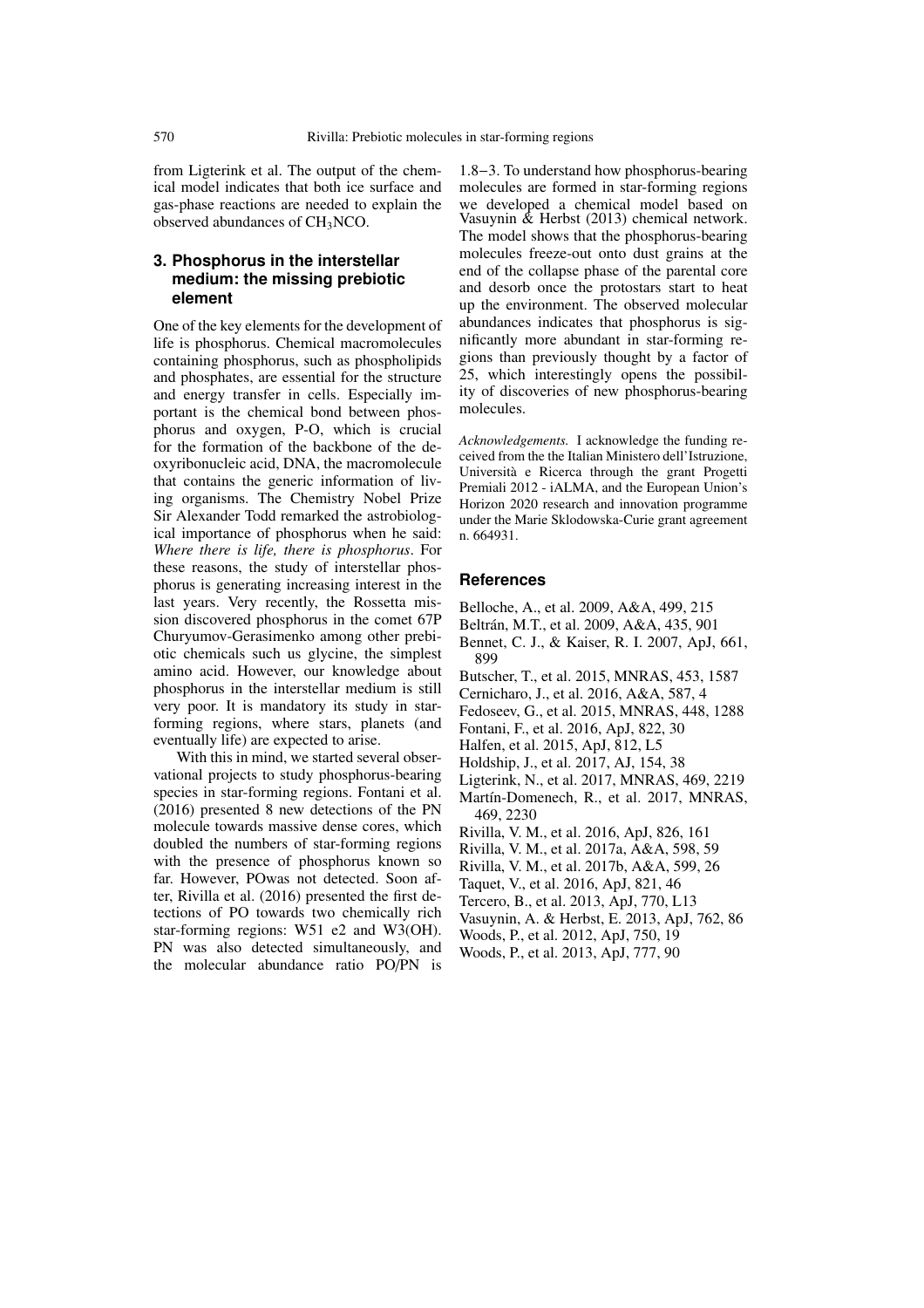from Ligterink et al. The output of the chemical model indicates that both ice surface and gas-phase reactions are needed to explain the observed abundances of $CH_3NCO$.

## 3. Phosphorus in the interstellar medium: the missing prebiotic element

One of the key elements for the development of life is phosphorus. Chemical macromolecules containing phosphorus, such as phospholipids and phosphates, are essential for the structure and energy transfer in cells. Especially important is the chemical bond between phosphorus and oxygen, P-O, which is crucial for the formation of the backbone of the deoxyribonucleic acid, DNA, the macromolecule that contains the generic information of living organisms. The Chemistry Nobel Prize Sir Alexander Todd remarked the astrobiological importance of phosphorus when he said: *Where there is life, there is phosphorus*. For these reasons, the study of interstellar phosphorus is generating increasing interest in the last years. Very recently, the Rossetta mission discovered phosphorus in the comet 67P Churyumov-Gerasimenko among other prebiotic chemicals such us glycine, the simplest amino acid. However, our knowledge about phosphorus in the interstellar medium is still very poor. It is mandatory its study in star-forming regions, where stars, planets (and eventually life) are expected to arise.

With this in mind, we started several observational projects to study phosphorus-bearing species in star-forming regions. Fontani et al. (2016) presented 8 new detections of the PN molecule towards massive dense cores, which doubled the numbers of star-forming regions with the presence of phosphorus known so far. However, POwas not detected. Soon after, Rivilla et al. (2016) presented the first detections of PO towards two chemically rich star-forming regions: W51 e2 and W3(OH). PN was also detected simultaneously, and the molecular abundance ratio PO/PN is 1.8−3. To understand how phosphorus-bearing molecules are formed in star-forming regions we developed a chemical model based on Vasuynin & Herbst (2013) chemical network. The model shows that the phosphorus-bearing molecules freeze-out onto dust grains at the end of the collapse phase of the parental core and desorb once the protostars start to heat up the environment. The observed molecular abundances indicates that phosphorus is significantly more abundant in star-forming regions than previously thought by a factor of 25, which interestingly opens the possibility of discoveries of new phosphorus-bearing molecules.

*Acknowledgements.* I acknowledge the funding received from the the Italian Ministero dell'Istruzione, Università e Ricerca through the grant Progetti Premiali 2012 - iALMA, and the European Union's Horizon 2020 research and innovation programme under the Marie Sklodowska-Curie grant agreement n. 664931.

## References

Belloche, A., et al. 2009, A&A, 499, 215
Beltrán, M.T., et al. 2009, A&A, 435, 901
Bennet, C. J., & Kaiser, R. I. 2007, ApJ, 661, 899
Butscher, T., et al. 2015, MNRAS, 453, 1587
Cernicharo, J., et al. 2016, A&A, 587, 4
Fedoseev, G., et al. 2015, MNRAS, 448, 1288
Fontani, F., et al. 2016, ApJ, 822, 30
Halfen, et al. 2015, ApJ, 812, L5
Holdship, J., et al. 2017, AJ, 154, 38
Ligterink, N., et al. 2017, MNRAS, 469, 2219
Martín-Domenech, R., et al. 2017, MNRAS, 469, 2230
Rivilla, V. M., et al. 2016, ApJ, 826, 161
Rivilla, V. M., et al. 2017a, A&A, 598, 59
Rivilla, V. M., et al. 2017b, A&A, 599, 26
Taquet, V., et al. 2016, ApJ, 821, 46
Tercero, B., et al. 2013, ApJ, 770, L13
Vasuynin, A. & Herbst, E. 2013, ApJ, 762, 86
Woods, P., et al. 2012, ApJ, 750, 19
Woods, P., et al. 2013, ApJ, 777, 90